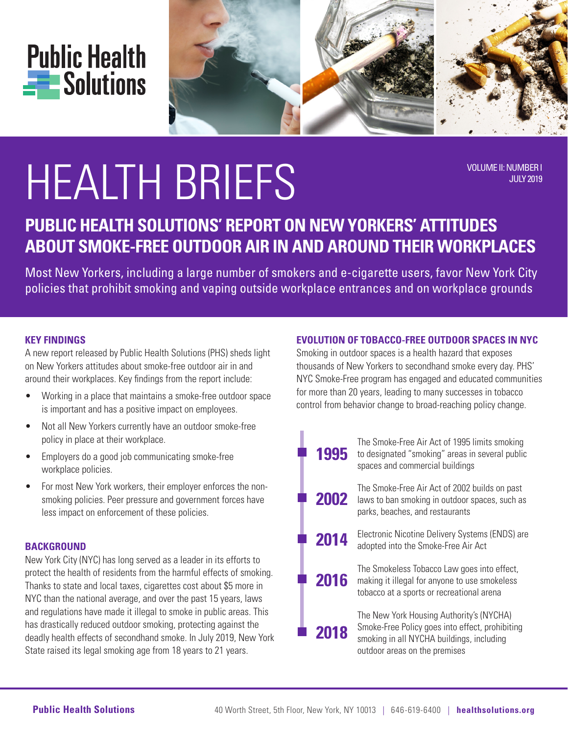Public Health Solutions

# HEALTH BRIEFS

VOLUME II: NUMBER I
JULY 2019

## PUBLIC HEALTH SOLUTIONS' REPORT ON NEW YORKERS' ATTITUDES ABOUT SMOKE-FREE OUTDOOR AIR IN AND AROUND THEIR WORKPLACES

Most New Yorkers, including a large number of smokers and e-cigarette users, favor New York City policies that prohibit smoking and vaping outside workplace entrances and on workplace grounds

### KEY FINDINGS

A new report released by Public Health Solutions (PHS) sheds light on New Yorkers attitudes about smoke-free outdoor air in and around their workplaces. Key findings from the report include:

- Working in a place that maintains a smoke-free outdoor space is important and has a positive impact on employees.
- Not all New Yorkers currently have an outdoor smoke-free policy in place at their workplace.
- Employers do a good job communicating smoke-free workplace policies.
- For most New York workers, their employer enforces the non-smoking policies. Peer pressure and government forces have less impact on enforcement of these policies.

### BACKGROUND

New York City (NYC) has long served as a leader in its efforts to protect the health of residents from the harmful effects of smoking. Thanks to state and local taxes, cigarettes cost about $5 more in NYC than the national average, and over the past 15 years, laws and regulations have made it illegal to smoke in public areas. This has drastically reduced outdoor smoking, protecting against the deadly health effects of secondhand smoke. In July 2019, New York State raised its legal smoking age from 18 years to 21 years.

### EVOLUTION OF TOBACCO-FREE OUTDOOR SPACES IN NYC

Smoking in outdoor spaces is a health hazard that exposes thousands of New Yorkers to secondhand smoke every day. PHS' NYC Smoke-Free program has engaged and educated communities for more than 20 years, leading to many successes in tobacco control from behavior change to broad-reaching policy change.

- **1995** The Smoke-Free Air Act of 1995 limits smoking to designated "smoking" areas in several public spaces and commercial buildings
- **2002** The Smoke-Free Air Act of 2002 builds on past laws to ban smoking in outdoor spaces, such as parks, beaches, and restaurants
- **2014** Electronic Nicotine Delivery Systems (ENDS) are adopted into the Smoke-Free Air Act
- **2016** The Smokeless Tobacco Law goes into effect, making it illegal for anyone to use smokeless tobacco at a sports or recreational arena
- **2018** The New York Housing Authority's (NYCHA) Smoke-Free Policy goes into effect, prohibiting smoking in all NYCHA buildings, including outdoor areas on the premises

**Public Health Solutions** 40 Worth Street, 5th Floor, New York, NY 10013 | 646-619-6400 | **healthsolutions.org**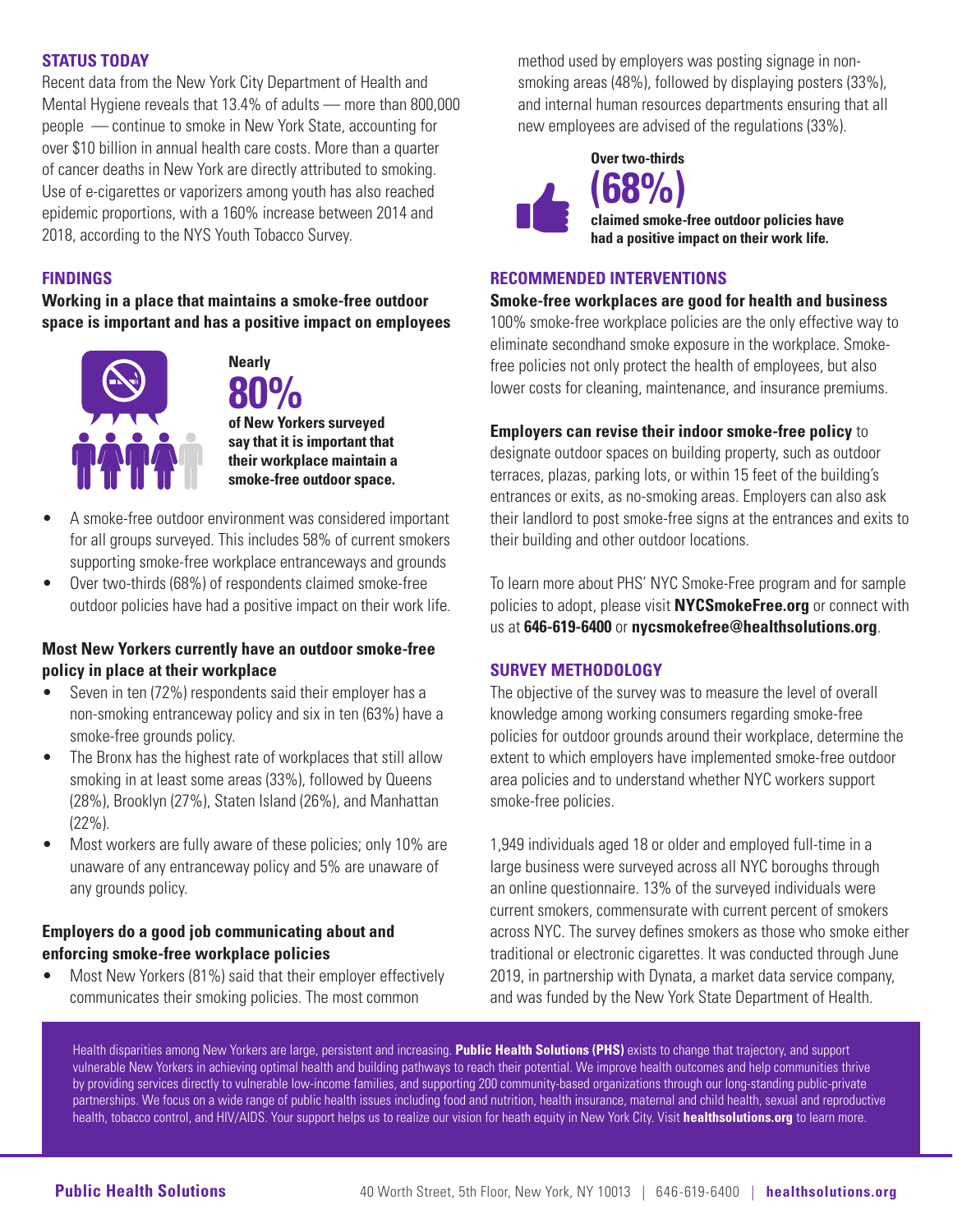## STATUS TODAY

Recent data from the New York City Department of Health and Mental Hygiene reveals that 13.4% of adults — more than 800,000 people — continue to smoke in New York State, accounting for over $10 billion in annual health care costs. More than a quarter of cancer deaths in New York are directly attributed to smoking. Use of e-cigarettes or vaporizers among youth has also reached epidemic proportions, with a 160% increase between 2014 and 2018, according to the NYS Youth Tobacco Survey.

## FINDINGS

**Working in a place that maintains a smoke-free outdoor space is important and has a positive impact on employees**

**Nearly**
**80%**
**of New Yorkers surveyed say that it is important that their workplace maintain a smoke-free outdoor space.**

- A smoke-free outdoor environment was considered important for all groups surveyed. This includes 58% of current smokers supporting smoke-free workplace entranceways and grounds
- Over two-thirds (68%) of respondents claimed smoke-free outdoor policies have had a positive impact on their work life.

**Most New Yorkers currently have an outdoor smoke-free policy in place at their workplace**

- Seven in ten (72%) respondents said their employer has a non-smoking entranceway policy and six in ten (63%) have a smoke-free grounds policy.
- The Bronx has the highest rate of workplaces that still allow smoking in at least some areas (33%), followed by Queens (28%), Brooklyn (27%), Staten Island (26%), and Manhattan (22%).
- Most workers are fully aware of these policies; only 10% are unaware of any entranceway policy and 5% are unaware of any grounds policy.

**Employers do a good job communicating about and enforcing smoke-free workplace policies**

- Most New Yorkers (81%) said that their employer effectively communicates their smoking policies. The most common method used by employers was posting signage in non-smoking areas (48%), followed by displaying posters (33%), and internal human resources departments ensuring that all new employees are advised of the regulations (33%).

**Over two-thirds**
**(68%)**
**claimed smoke-free outdoor policies have had a positive impact on their work life.**

## RECOMMENDED INTERVENTIONS

**Smoke-free workplaces are good for health and business**

100% smoke-free workplace policies are the only effective way to eliminate secondhand smoke exposure in the workplace. Smoke-free policies not only protect the health of employees, but also lower costs for cleaning, maintenance, and insurance premiums.

**Employers can revise their indoor smoke-free policy** to designate outdoor spaces on building property, such as outdoor terraces, plazas, parking lots, or within 15 feet of the building's entrances or exits, as no-smoking areas. Employers can also ask their landlord to post smoke-free signs at the entrances and exits to their building and other outdoor locations.

To learn more about PHS' NYC Smoke-Free program and for sample policies to adopt, please visit **NYCSmokeFree.org** or connect with us at **646-619-6400** or **nycsmokefree@healthsolutions.org**.

## SURVEY METHODOLOGY

The objective of the survey was to measure the level of overall knowledge among working consumers regarding smoke-free policies for outdoor grounds around their workplace, determine the extent to which employers have implemented smoke-free outdoor area policies and to understand whether NYC workers support smoke-free policies.

1,949 individuals aged 18 or older and employed full-time in a large business were surveyed across all NYC boroughs through an online questionnaire. 13% of the surveyed individuals were current smokers, commensurate with current percent of smokers across NYC. The survey defines smokers as those who smoke either traditional or electronic cigarettes. It was conducted through June 2019, in partnership with Dynata, a market data service company, and was funded by the New York State Department of Health.

Health disparities among New Yorkers are large, persistent and increasing. **Public Health Solutions (PHS)** exists to change that trajectory, and support vulnerable New Yorkers in achieving optimal health and building pathways to reach their potential. We improve health outcomes and help communities thrive by providing services directly to vulnerable low-income families, and supporting 200 community-based organizations through our long-standing public-private partnerships. We focus on a wide range of public health issues including food and nutrition, health insurance, maternal and child health, sexual and reproductive health, tobacco control, and HIV/AIDS. Your support helps us to realize our vision for heath equity in New York City. Visit **healthsolutions.org** to learn more.

**Public Health Solutions** 40 Worth Street, 5th Floor, New York, NY 10013 | 646-619-6400 | **healthsolutions.org**